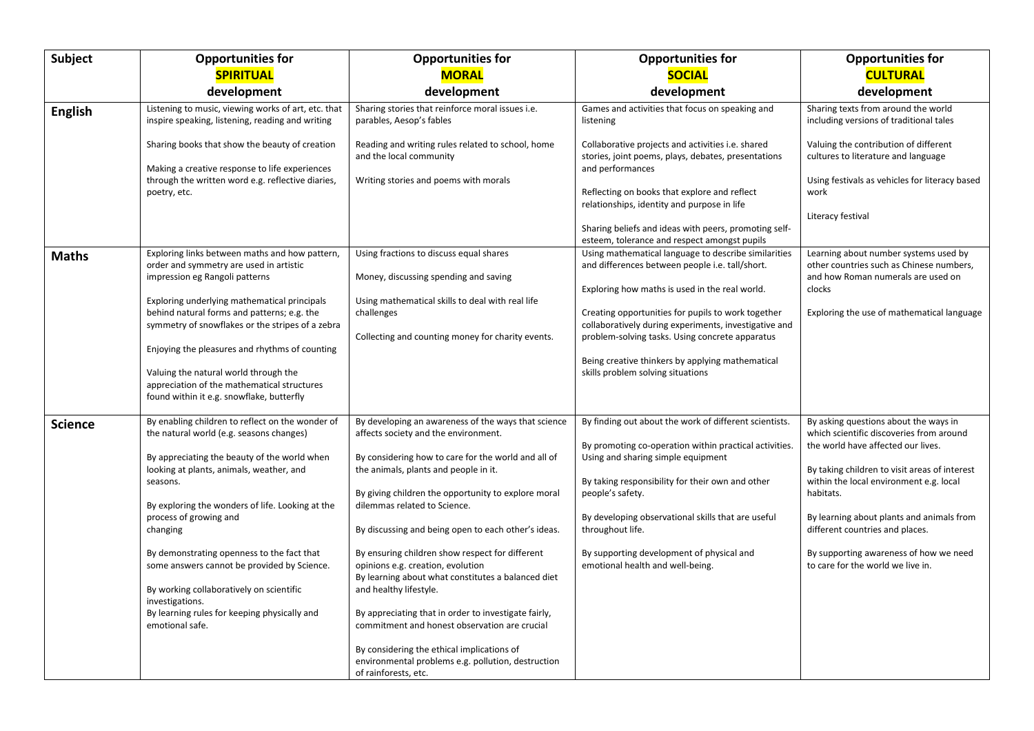| Subject | Opportunities for **SPIRITUAL** development | Opportunities for **MORAL** development | Opportunities for **SOCIAL** development | Opportunities for **CULTURAL** development |
|---|---|---|---|---|
| **English** | Listening to music, viewing works of art, etc. that inspire speaking, listening, reading and writing<br><br>Sharing books that show the beauty of creation<br><br>Making a creative response to life experiences through the written word e.g. reflective diaries, poetry, etc. | Sharing stories that reinforce moral issues i.e. parables, Aesop's fables<br><br>Reading and writing rules related to school, home and the local community<br><br>Writing stories and poems with morals | Games and activities that focus on speaking and listening<br><br>Collaborative projects and activities i.e. shared stories, joint poems, plays, debates, presentations and performances<br><br>Reflecting on books that explore and reflect relationships, identity and purpose in life<br><br>Sharing beliefs and ideas with peers, promoting self-esteem, tolerance and respect amongst pupils | Sharing texts from around the world including versions of traditional tales<br><br>Valuing the contribution of different cultures to literature and language<br><br>Using festivals as vehicles for literacy based work<br><br>Literacy festival |
| **Maths** | Exploring links between maths and how pattern, order and symmetry are used in artistic impression eg Rangoli patterns<br><br>Exploring underlying mathematical principals behind natural forms and patterns; e.g. the symmetry of snowflakes or the stripes of a zebra<br><br>Enjoying the pleasures and rhythms of counting<br><br>Valuing the natural world through the appreciation of the mathematical structures found within it e.g. snowflake, butterfly | Using fractions to discuss equal shares<br><br>Money, discussing spending and saving<br><br>Using mathematical skills to deal with real life challenges<br><br>Collecting and counting money for charity events. | Using mathematical language to describe similarities and differences between people i.e. tall/short.<br><br>Exploring how maths is used in the real world.<br><br>Creating opportunities for pupils to work together collaboratively during experiments, investigative and problem-solving tasks. Using concrete apparatus<br><br>Being creative thinkers by applying mathematical skills problem solving situations | Learning about number systems used by other countries such as Chinese numbers, and how Roman numerals are used on clocks<br><br>Exploring the use of mathematical language |
| **Science** | By enabling children to reflect on the wonder of the natural world (e.g. seasons changes)<br><br>By appreciating the beauty of the world when looking at plants, animals, weather, and seasons.<br><br>By exploring the wonders of life. Looking at the process of growing and changing<br><br>By demonstrating openness to the fact that some answers cannot be provided by Science.<br><br>By working collaboratively on scientific investigations.<br>By learning rules for keeping physically and emotional safe. | By developing an awareness of the ways that science affects society and the environment.<br><br>By considering how to care for the world and all of the animals, plants and people in it.<br><br>By giving children the opportunity to explore moral dilemmas related to Science.<br><br>By discussing and being open to each other's ideas.<br><br>By ensuring children show respect for different opinions e.g. creation, evolution<br>By learning about what constitutes a balanced diet and healthy lifestyle.<br><br>By appreciating that in order to investigate fairly, commitment and honest observation are crucial<br><br>By considering the ethical implications of environmental problems e.g. pollution, destruction of rainforests, etc. | By finding out about the work of different scientists.<br><br>By promoting co-operation within practical activities. Using and sharing simple equipment<br><br>By taking responsibility for their own and other people's safety.<br><br>By developing observational skills that are useful throughout life.<br><br>By supporting development of physical and emotional health and well-being. | By asking questions about the ways in which scientific discoveries from around the world have affected our lives.<br><br>By taking children to visit areas of interest within the local environment e.g. local habitats.<br><br>By learning about plants and animals from different countries and places.<br><br>By supporting awareness of how we need to care for the world we live in. |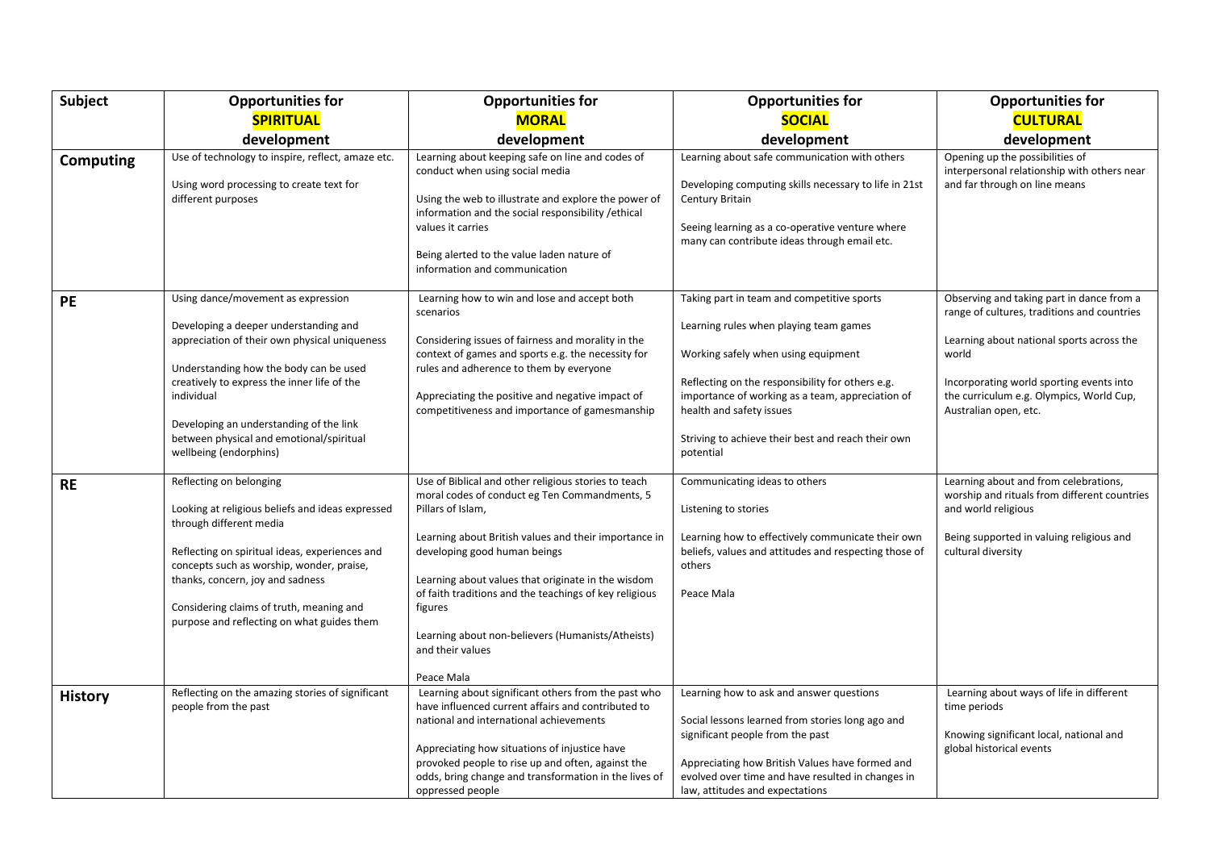| Subject | Opportunities for **SPIRITUAL** development | Opportunities for **MORAL** development | Opportunities for **SOCIAL** development | Opportunities for **CULTURAL** development |
| --- | --- | --- | --- | --- |
| **Computing** | Use of technology to inspire, reflect, amaze etc.<br><br>Using word processing to create text for different purposes | Learning about keeping safe on line and codes of conduct when using social media<br><br>Using the web to illustrate and explore the power of information and the social responsibility /ethical values it carries<br><br>Being alerted to the value laden nature of information and communication | Learning about safe communication with others<br><br>Developing computing skills necessary to life in 21st Century Britain<br><br>Seeing learning as a co-operative venture where many can contribute ideas through email etc. | Opening up the possibilities of interpersonal relationship with others near and far through on line means |
| **PE** | Using dance/movement as expression<br><br>Developing a deeper understanding and appreciation of their own physical uniqueness<br><br>Understanding how the body can be used creatively to express the inner life of the individual<br><br>Developing an understanding of the link between physical and emotional/spiritual wellbeing (endorphins) | Learning how to win and lose and accept both scenarios<br><br>Considering issues of fairness and morality in the context of games and sports e.g. the necessity for rules and adherence to them by everyone<br><br>Appreciating the positive and negative impact of competitiveness and importance of gamesmanship | Taking part in team and competitive sports<br><br>Learning rules when playing team games<br><br>Working safely when using equipment<br><br>Reflecting on the responsibility for others e.g. importance of working as a team, appreciation of health and safety issues<br><br>Striving to achieve their best and reach their own potential | Observing and taking part in dance from a range of cultures, traditions and countries<br><br>Learning about national sports across the world<br><br>Incorporating world sporting events into the curriculum e.g. Olympics, World Cup, Australian open, etc. |
| **RE** | Reflecting on belonging<br><br>Looking at religious beliefs and ideas expressed through different media<br><br>Reflecting on spiritual ideas, experiences and concepts such as worship, wonder, praise, thanks, concern, joy and sadness<br><br>Considering claims of truth, meaning and purpose and reflecting on what guides them | Use of Biblical and other religious stories to teach moral codes of conduct eg Ten Commandments, 5 Pillars of Islam,<br><br>Learning about British values and their importance in developing good human beings<br><br>Learning about values that originate in the wisdom of faith traditions and the teachings of key religious figures<br><br>Learning about non-believers (Humanists/Atheists) and their values<br><br>Peace Mala | Communicating ideas to others<br><br>Listening to stories<br><br>Learning how to effectively communicate their own beliefs, values and attitudes and respecting those of others<br><br>Peace Mala | Learning about and from celebrations, worship and rituals from different countries and world religious<br><br>Being supported in valuing religious and cultural diversity |
| **History** | Reflecting on the amazing stories of significant people from the past | Learning about significant others from the past who have influenced current affairs and contributed to national and international achievements<br><br>Appreciating how situations of injustice have provoked people to rise up and often, against the odds, bring change and transformation in the lives of oppressed people | Learning how to ask and answer questions<br><br>Social lessons learned from stories long ago and significant people from the past<br><br>Appreciating how British Values have formed and evolved over time and have resulted in changes in law, attitudes and expectations | Learning about ways of life in different time periods<br><br>Knowing significant local, national and global historical events |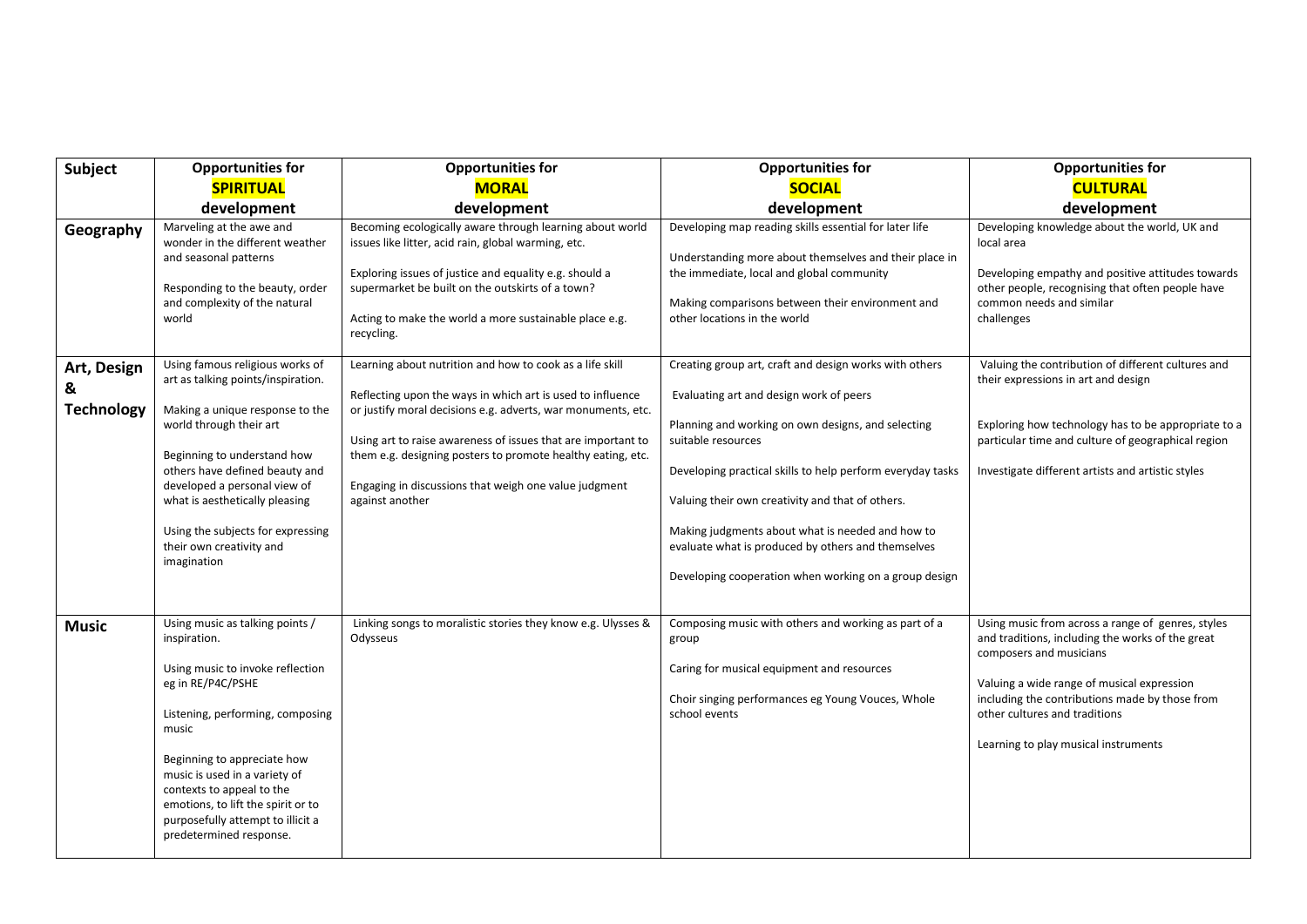| Subject | Opportunities for **SPIRITUAL** development | Opportunities for **MORAL** development | Opportunities for **SOCIAL** development | Opportunities for **CULTURAL** development |
| --- | --- | --- | --- | --- |
| **Geography** | Marveling at the awe and wonder in the different weather and seasonal patterns<br><br>Responding to the beauty, order and complexity of the natural world | Becoming ecologically aware through learning about world issues like litter, acid rain, global warming, etc.<br><br>Exploring issues of justice and equality e.g. should a supermarket be built on the outskirts of a town?<br><br>Acting to make the world a more sustainable place e.g. recycling. | Developing map reading skills essential for later life<br><br>Understanding more about themselves and their place in the immediate, local and global community<br><br>Making comparisons between their environment and other locations in the world | Developing knowledge about the world, UK and local area<br><br>Developing empathy and positive attitudes towards other people, recognising that often people have common needs and similar challenges |
| **Art, Design & Technology** | Using famous religious works of art as talking points/inspiration.<br><br>Making a unique response to the world through their art<br><br>Beginning to understand how others have defined beauty and developed a personal view of what is aesthetically pleasing<br><br>Using the subjects for expressing their own creativity and imagination | Learning about nutrition and how to cook as a life skill<br><br>Reflecting upon the ways in which art is used to influence or justify moral decisions e.g. adverts, war monuments, etc.<br><br>Using art to raise awareness of issues that are important to them e.g. designing posters to promote healthy eating, etc.<br><br>Engaging in discussions that weigh one value judgment against another | Creating group art, craft and design works with others<br><br>Evaluating art and design work of peers<br><br>Planning and working on own designs, and selecting suitable resources<br><br>Developing practical skills to help perform everyday tasks<br><br>Valuing their own creativity and that of others.<br><br>Making judgments about what is needed and how to evaluate what is produced by others and themselves<br><br>Developing cooperation when working on a group design | Valuing the contribution of different cultures and their expressions in art and design<br><br>Exploring how technology has to be appropriate to a particular time and culture of geographical region<br><br>Investigate different artists and artistic styles |
| **Music** | Using music as talking points / inspiration.<br><br>Using music to invoke reflection eg in RE/P4C/PSHE<br><br>Listening, performing, composing music<br><br>Beginning to appreciate how music is used in a variety of contexts to appeal to the emotions, to lift the spirit or to purposefully attempt to illicit a predetermined response. | Linking songs to moralistic stories they know e.g. Ulysses & Odysseus | Composing music with others and working as part of a group<br><br>Caring for musical equipment and resources<br><br>Choir singing performances eg Young Vouces, Whole school events | Using music from across a range of genres, styles and traditions, including the works of the great composers and musicians<br><br>Valuing a wide range of musical expression including the contributions made by those from other cultures and traditions<br><br>Learning to play musical instruments |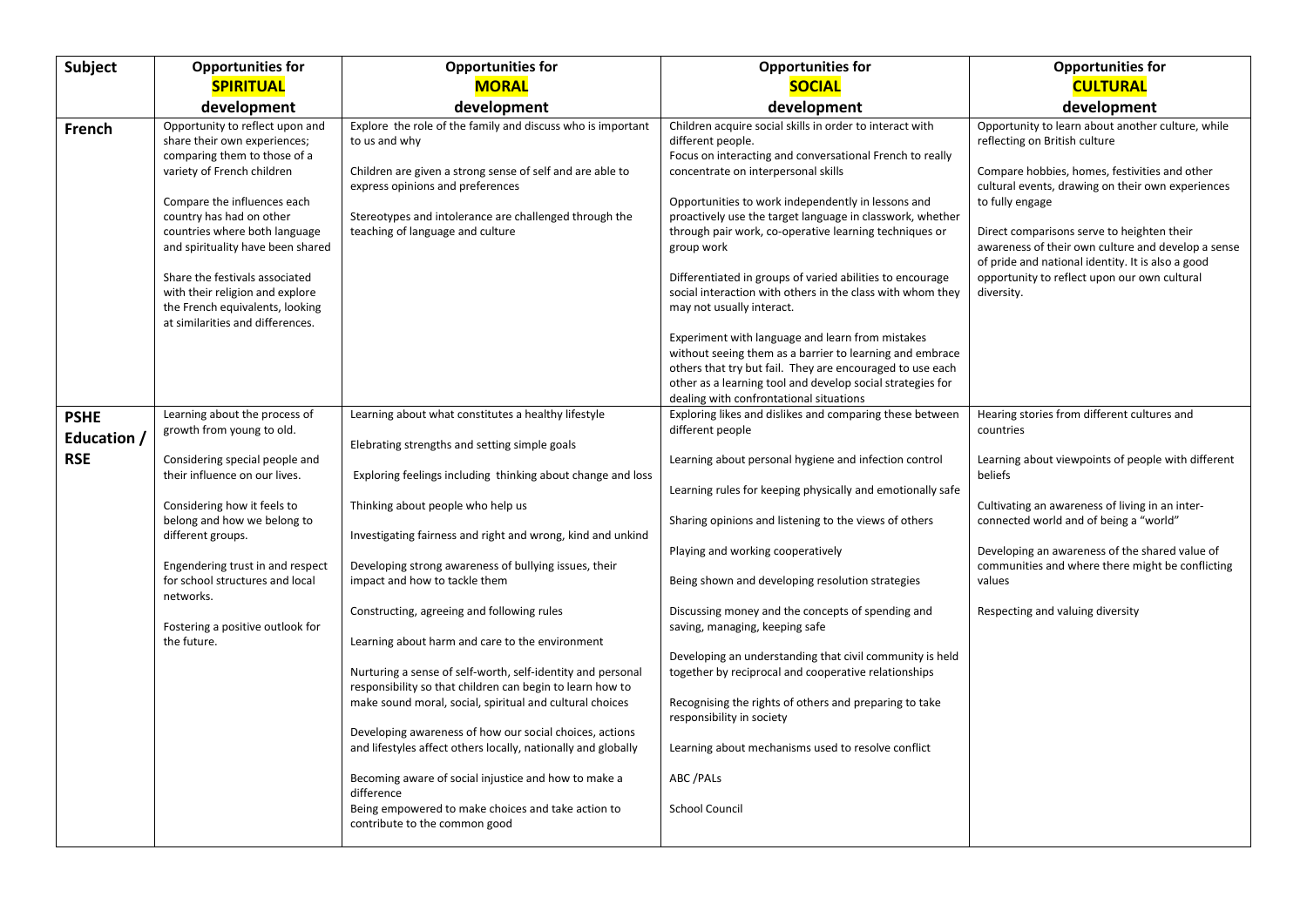| Subject | Opportunities for **SPIRITUAL** development | Opportunities for **MORAL** development | Opportunities for **SOCIAL** development | Opportunities for **CULTURAL** development |
|---|---|---|---|---|
| **French** | Opportunity to reflect upon and share their own experiences; comparing them to those of a variety of French children<br><br>Compare the influences each country has had on other countries where both language and spirituality have been shared<br><br>Share the festivals associated with their religion and explore the French equivalents, looking at similarities and differences. | Explore the role of the family and discuss who is important to us and why<br><br>Children are given a strong sense of self and are able to express opinions and preferences<br><br>Stereotypes and intolerance are challenged through the teaching of language and culture | Children acquire social skills in order to interact with different people.<br>Focus on interacting and conversational French to really concentrate on interpersonal skills<br><br>Opportunities to work independently in lessons and proactively use the target language in classwork, whether through pair work, co-operative learning techniques or group work<br><br>Differentiated in groups of varied abilities to encourage social interaction with others in the class with whom they may not usually interact.<br><br>Experiment with language and learn from mistakes without seeing them as a barrier to learning and embrace others that try but fail. They are encouraged to use each other as a learning tool and develop social strategies for dealing with confrontational situations | Opportunity to learn about another culture, while reflecting on British culture<br><br>Compare hobbies, homes, festivities and other cultural events, drawing on their own experiences to fully engage<br><br>Direct comparisons serve to heighten their awareness of their own culture and develop a sense of pride and national identity. It is also a good opportunity to reflect upon our own cultural diversity. |
| **PSHE Education / RSE** | Learning about the process of growth from young to old.<br><br>Considering special people and their influence on our lives.<br><br>Considering how it feels to belong and how we belong to different groups.<br><br>Engendering trust in and respect for school structures and local networks.<br><br>Fostering a positive outlook for the future. | Learning about what constitutes a healthy lifestyle<br><br>Elebrating strengths and setting simple goals<br><br>Exploring feelings including thinking about change and loss<br><br>Thinking about people who help us<br><br>Investigating fairness and right and wrong, kind and unkind<br><br>Developing strong awareness of bullying issues, their impact and how to tackle them<br><br>Constructing, agreeing and following rules<br><br>Learning about harm and care to the environment<br><br>Nurturing a sense of self-worth, self-identity and personal responsibility so that children can begin to learn how to make sound moral, social, spiritual and cultural choices<br><br>Developing awareness of how our social choices, actions and lifestyles affect others locally, nationally and globally<br><br>Becoming aware of social injustice and how to make a difference<br>Being empowered to make choices and take action to contribute to the common good | Exploring likes and dislikes and comparing these between different people<br><br>Learning about personal hygiene and infection control<br><br>Learning rules for keeping physically and emotionally safe<br><br>Sharing opinions and listening to the views of others<br><br>Playing and working cooperatively<br><br>Being shown and developing resolution strategies<br><br>Discussing money and the concepts of spending and saving, managing, keeping safe<br><br>Developing an understanding that civil community is held together by reciprocal and cooperative relationships<br><br>Recognising the rights of others and preparing to take responsibility in society<br><br>Learning about mechanisms used to resolve conflict<br><br>ABC /PALs<br><br>School Council | Hearing stories from different cultures and countries<br><br>Learning about viewpoints of people with different beliefs<br><br>Cultivating an awareness of living in an inter-connected world and of being a "world"<br><br>Developing an awareness of the shared value of communities and where there might be conflicting values<br><br>Respecting and valuing diversity |